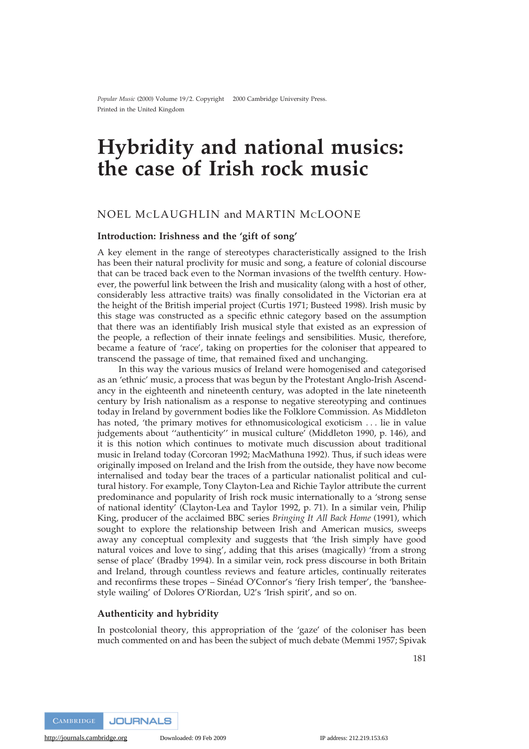# Hybridity and national musics: the case of Irish rock music

NOEL McLAUGHLIN and MARTIN McLOONE

## Introduction: Irishness and the 'gift of song'

A key element in the range of stereotypes characteristically assigned to the Irish has been their natural proclivity for music and song, a feature of colonial discourse that can be traced back even to the Norman invasions of the twelfth century. However, the powerful link between the Irish and musicality (along with a host of other, considerably less attractive traits) was finally consolidated in the Victorian era at the height of the British imperial project (Curtis 1971; Busteed 1998). Irish music by this stage was constructed as a specific ethnic category based on the assumption that there was an identifiably Irish musical style that existed as an expression of the people, a reflection of their innate feelings and sensibilities. Music, therefore, became a feature of 'race', taking on properties for the coloniser that appeared to transcend the passage of time, that remained fixed and unchanging.

In this way the various musics of Ireland were homogenised and categorised as an 'ethnic' music, a process that was begun by the Protestant Anglo-Irish Ascendancy in the eighteenth and nineteenth century, was adopted in the late nineteenth century by Irish nationalism as a response to negative stereotyping and continues today in Ireland by government bodies like the Folklore Commission. As Middleton has noted, 'the primary motives for ethnomusicological exoticism . . . lie in value judgements about ''authenticity'' in musical culture' (Middleton 1990, p. 146), and it is this notion which continues to motivate much discussion about traditional music in Ireland today (Corcoran 1992; MacMathuna 1992). Thus, if such ideas were originally imposed on Ireland and the Irish from the outside, they have now become internalised and today bear the traces of a particular nationalist political and cultural history. For example, Tony Clayton-Lea and Richie Taylor attribute the current predominance and popularity of Irish rock music internationally to a 'strong sense of national identity' (Clayton-Lea and Taylor 1992, p. 71). In a similar vein, Philip King, producer of the acclaimed BBC series *Bringing It All Back Home* (1991), which sought to explore the relationship between Irish and American musics, sweeps away any conceptual complexity and suggests that 'the Irish simply have good natural voices and love to sing', adding that this arises (magically) 'from a strong sense of place' (Bradby 1994). In a similar vein, rock press discourse in both Britain and Ireland, through countless reviews and feature articles, continually reiterates and reconfirms these tropes – Sinéad O'Connor's 'fiery Irish temper', the 'banshee-style wailing' of Dolores O'Riordan, U2's 'Irish spirit', and so on.

## Authenticity and hybridity

In postcolonial theory, this appropriation of the 'gaze' of the coloniser has been much commented on and has been the subject of much debate (Memmi 1957; Spivak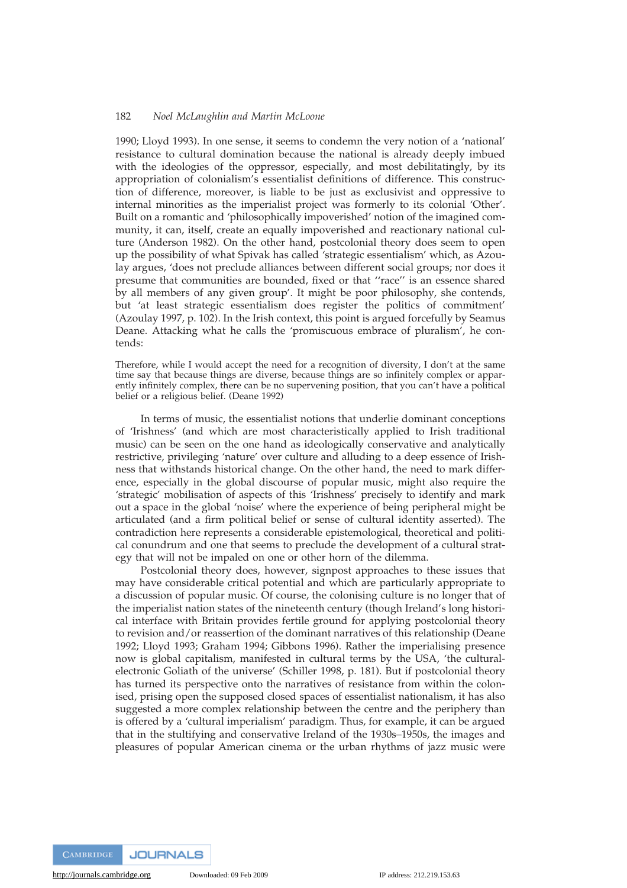1990; Lloyd 1993). In one sense, it seems to condemn the very notion of a 'national' resistance to cultural domination because the national is already deeply imbued with the ideologies of the oppressor, especially, and most debilitatingly, by its appropriation of colonialism's essentialist definitions of difference. This construction of difference, moreover, is liable to be just as exclusivist and oppressive to internal minorities as the imperialist project was formerly to its colonial 'Other'. Built on a romantic and 'philosophically impoverished' notion of the imagined community, it can, itself, create an equally impoverished and reactionary national culture (Anderson 1982). On the other hand, postcolonial theory does seem to open up the possibility of what Spivak has called 'strategic essentialism' which, as Azoulay argues, 'does not preclude alliances between different social groups; nor does it presume that communities are bounded, fixed or that ''race'' is an essence shared by all members of any given group'. It might be poor philosophy, she contends, but 'at least strategic essentialism does register the politics of commitment' (Azoulay 1997, p. 102). In the Irish context, this point is argued forcefully by Seamus Deane. Attacking what he calls the 'promiscuous embrace of pluralism', he contends:

> Therefore, while I would accept the need for a recognition of diversity, I don't at the same time say that because things are diverse, because things are so infinitely complex or apparently infinitely complex, there can be no supervening position, that you can't have a political belief or a religious belief. (Deane 1992)

In terms of music, the essentialist notions that underlie dominant conceptions of 'Irishness' (and which are most characteristically applied to Irish traditional music) can be seen on the one hand as ideologically conservative and analytically restrictive, privileging 'nature' over culture and alluding to a deep essence of Irishness that withstands historical change. On the other hand, the need to mark difference, especially in the global discourse of popular music, might also require the 'strategic' mobilisation of aspects of this 'Irishness' precisely to identify and mark out a space in the global 'noise' where the experience of being peripheral might be articulated (and a firm political belief or sense of cultural identity asserted). The contradiction here represents a considerable epistemological, theoretical and political conundrum and one that seems to preclude the development of a cultural strategy that will not be impaled on one or other horn of the dilemma.

Postcolonial theory does, however, signpost approaches to these issues that may have considerable critical potential and which are particularly appropriate to a discussion of popular music. Of course, the colonising culture is no longer that of the imperialist nation states of the nineteenth century (though Ireland's long historical interface with Britain provides fertile ground for applying postcolonial theory to revision and/or reassertion of the dominant narratives of this relationship (Deane 1992; Lloyd 1993; Graham 1994; Gibbons 1996). Rather the imperialising presence now is global capitalism, manifested in cultural terms by the USA, 'the cultural-electronic Goliath of the universe' (Schiller 1998, p. 181). But if postcolonial theory has turned its perspective onto the narratives of resistance from within the colonised, prising open the supposed closed spaces of essentialist nationalism, it has also suggested a more complex relationship between the centre and the periphery than is offered by a 'cultural imperialism' paradigm. Thus, for example, it can be argued that in the stultifying and conservative Ireland of the 1930s–1950s, the images and pleasures of popular American cinema or the urban rhythms of jazz music were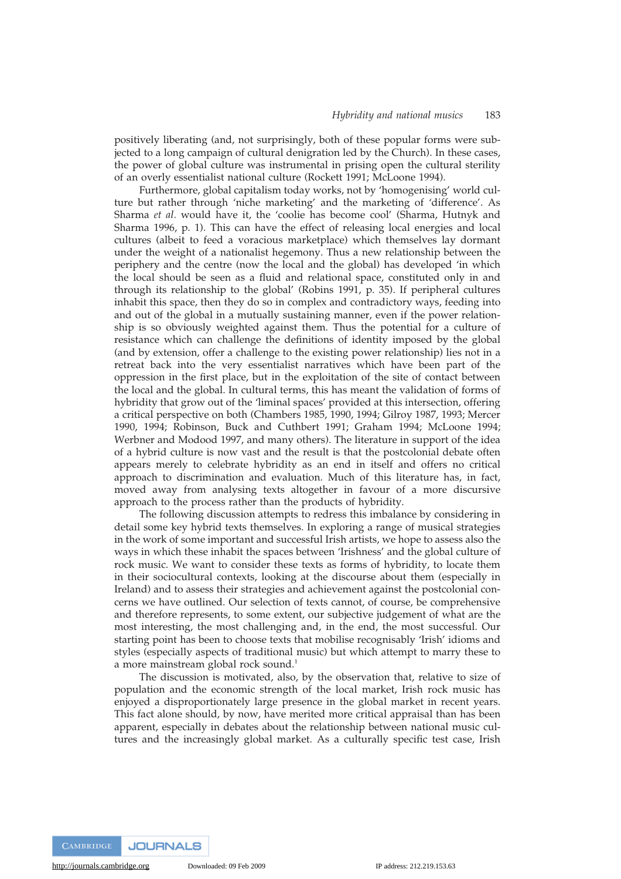positively liberating (and, not surprisingly, both of these popular forms were subjected to a long campaign of cultural denigration led by the Church). In these cases, the power of global culture was instrumental in prising open the cultural sterility of an overly essentialist national culture (Rockett 1991; McLoone 1994).

Furthermore, global capitalism today works, not by 'homogenising' world culture but rather through 'niche marketing' and the marketing of 'difference'. As Sharma *et al.* would have it, the 'coolie has become cool' (Sharma, Hutnyk and Sharma 1996, p. 1). This can have the effect of releasing local energies and local cultures (albeit to feed a voracious marketplace) which themselves lay dormant under the weight of a nationalist hegemony. Thus a new relationship between the periphery and the centre (now the local and the global) has developed 'in which the local should be seen as a fluid and relational space, constituted only in and through its relationship to the global' (Robins 1991, p. 35). If peripheral cultures inhabit this space, then they do so in complex and contradictory ways, feeding into and out of the global in a mutually sustaining manner, even if the power relationship is so obviously weighted against them. Thus the potential for a culture of resistance which can challenge the definitions of identity imposed by the global (and by extension, offer a challenge to the existing power relationship) lies not in a retreat back into the very essentialist narratives which have been part of the oppression in the first place, but in the exploitation of the site of contact between the local and the global. In cultural terms, this has meant the validation of forms of hybridity that grow out of the 'liminal spaces' provided at this intersection, offering a critical perspective on both (Chambers 1985, 1990, 1994; Gilroy 1987, 1993; Mercer 1990, 1994; Robinson, Buck and Cuthbert 1991; Graham 1994; McLoone 1994; Werbner and Modood 1997, and many others). The literature in support of the idea of a hybrid culture is now vast and the result is that the postcolonial debate often appears merely to celebrate hybridity as an end in itself and offers no critical approach to discrimination and evaluation. Much of this literature has, in fact, moved away from analysing texts altogether in favour of a more discursive approach to the process rather than the products of hybridity.

The following discussion attempts to redress this imbalance by considering in detail some key hybrid texts themselves. In exploring a range of musical strategies in the work of some important and successful Irish artists, we hope to assess also the ways in which these inhabit the spaces between 'Irishness' and the global culture of rock music. We want to consider these texts as forms of hybridity, to locate them in their sociocultural contexts, looking at the discourse about them (especially in Ireland) and to assess their strategies and achievement against the postcolonial concerns we have outlined. Our selection of texts cannot, of course, be comprehensive and therefore represents, to some extent, our subjective judgement of what are the most interesting, the most challenging and, in the end, the most successful. Our starting point has been to choose texts that mobilise recognisably 'Irish' idioms and styles (especially aspects of traditional music) but which attempt to marry these to a more mainstream global rock sound.[1]

The discussion is motivated, also, by the observation that, relative to size of population and the economic strength of the local market, Irish rock music has enjoyed a disproportionately large presence in the global market in recent years. This fact alone should, by now, have merited more critical appraisal than has been apparent, especially in debates about the relationship between national music cultures and the increasingly global market. As a culturally specific test case, Irish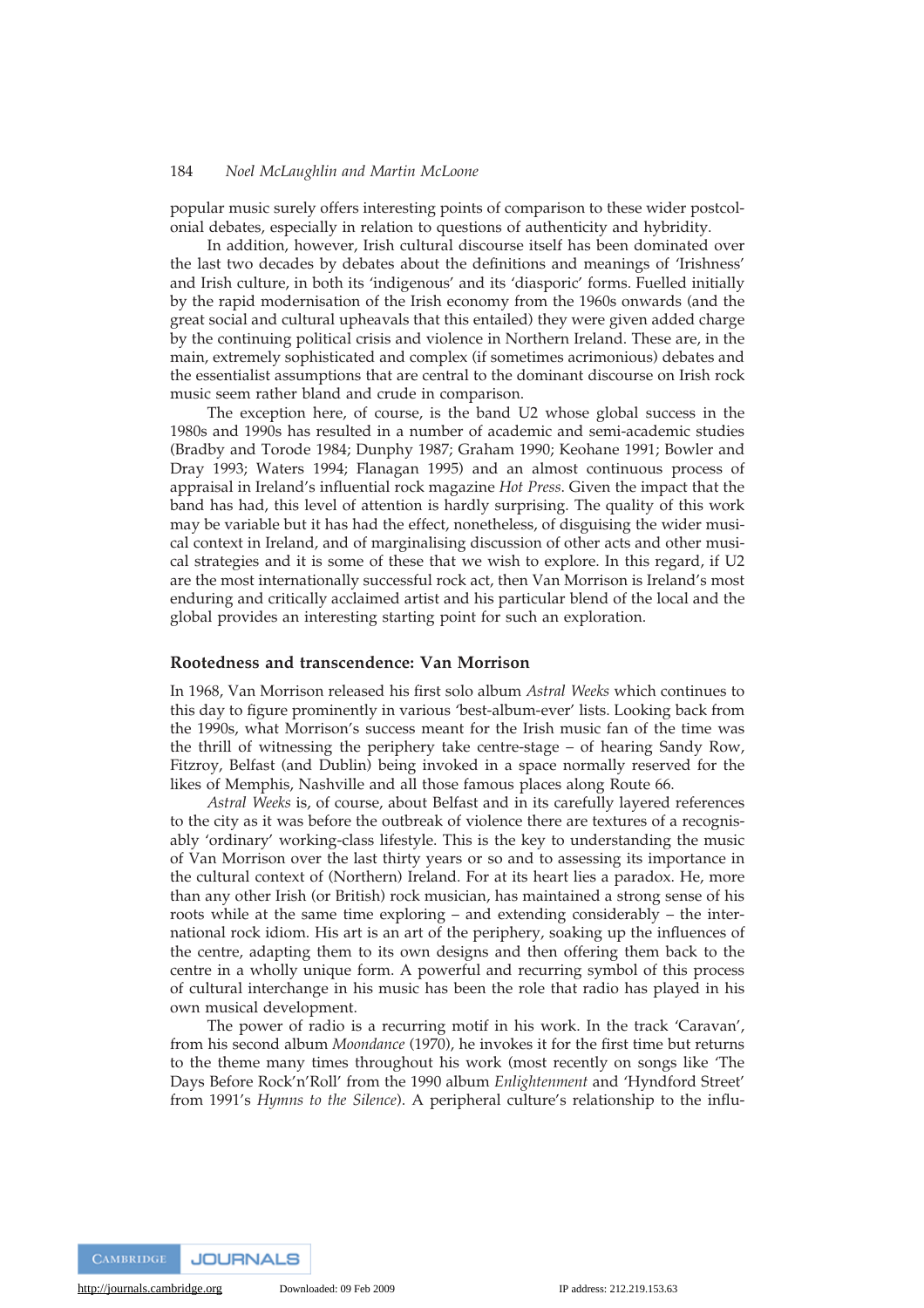popular music surely offers interesting points of comparison to these wider postcolonial debates, especially in relation to questions of authenticity and hybridity.

In addition, however, Irish cultural discourse itself has been dominated over the last two decades by debates about the definitions and meanings of 'Irishness' and Irish culture, in both its 'indigenous' and its 'diasporic' forms. Fuelled initially by the rapid modernisation of the Irish economy from the 1960s onwards (and the great social and cultural upheavals that this entailed) they were given added charge by the continuing political crisis and violence in Northern Ireland. These are, in the main, extremely sophisticated and complex (if sometimes acrimonious) debates and the essentialist assumptions that are central to the dominant discourse on Irish rock music seem rather bland and crude in comparison.

The exception here, of course, is the band U2 whose global success in the 1980s and 1990s has resulted in a number of academic and semi-academic studies (Bradby and Torode 1984; Dunphy 1987; Graham 1990; Keohane 1991; Bowler and Dray 1993; Waters 1994; Flanagan 1995) and an almost continuous process of appraisal in Ireland's influential rock magazine *Hot Press*. Given the impact that the band has had, this level of attention is hardly surprising. The quality of this work may be variable but it has had the effect, nonetheless, of disguising the wider musical context in Ireland, and of marginalising discussion of other acts and other musical strategies and it is some of these that we wish to explore. In this regard, if U2 are the most internationally successful rock act, then Van Morrison is Ireland's most enduring and critically acclaimed artist and his particular blend of the local and the global provides an interesting starting point for such an exploration.

### Rootedness and transcendence: Van Morrison

In 1968, Van Morrison released his first solo album *Astral Weeks* which continues to this day to figure prominently in various 'best-album-ever' lists. Looking back from the 1990s, what Morrison's success meant for the Irish music fan of the time was the thrill of witnessing the periphery take centre-stage – of hearing Sandy Row, Fitzroy, Belfast (and Dublin) being invoked in a space normally reserved for the likes of Memphis, Nashville and all those famous places along Route 66.

*Astral Weeks* is, of course, about Belfast and in its carefully layered references to the city as it was before the outbreak of violence there are textures of a recognisably 'ordinary' working-class lifestyle. This is the key to understanding the music of Van Morrison over the last thirty years or so and to assessing its importance in the cultural context of (Northern) Ireland. For at its heart lies a paradox. He, more than any other Irish (or British) rock musician, has maintained a strong sense of his roots while at the same time exploring – and extending considerably – the international rock idiom. His art is an art of the periphery, soaking up the influences of the centre, adapting them to its own designs and then offering them back to the centre in a wholly unique form. A powerful and recurring symbol of this process of cultural interchange in his music has been the role that radio has played in his own musical development.

The power of radio is a recurring motif in his work. In the track 'Caravan', from his second album *Moondance* (1970), he invokes it for the first time but returns to the theme many times throughout his work (most recently on songs like 'The Days Before Rock'n'Roll' from the 1990 album *Enlightenment* and 'Hyndford Street' from 1991's *Hymns to the Silence*). A peripheral culture's relationship to the influ-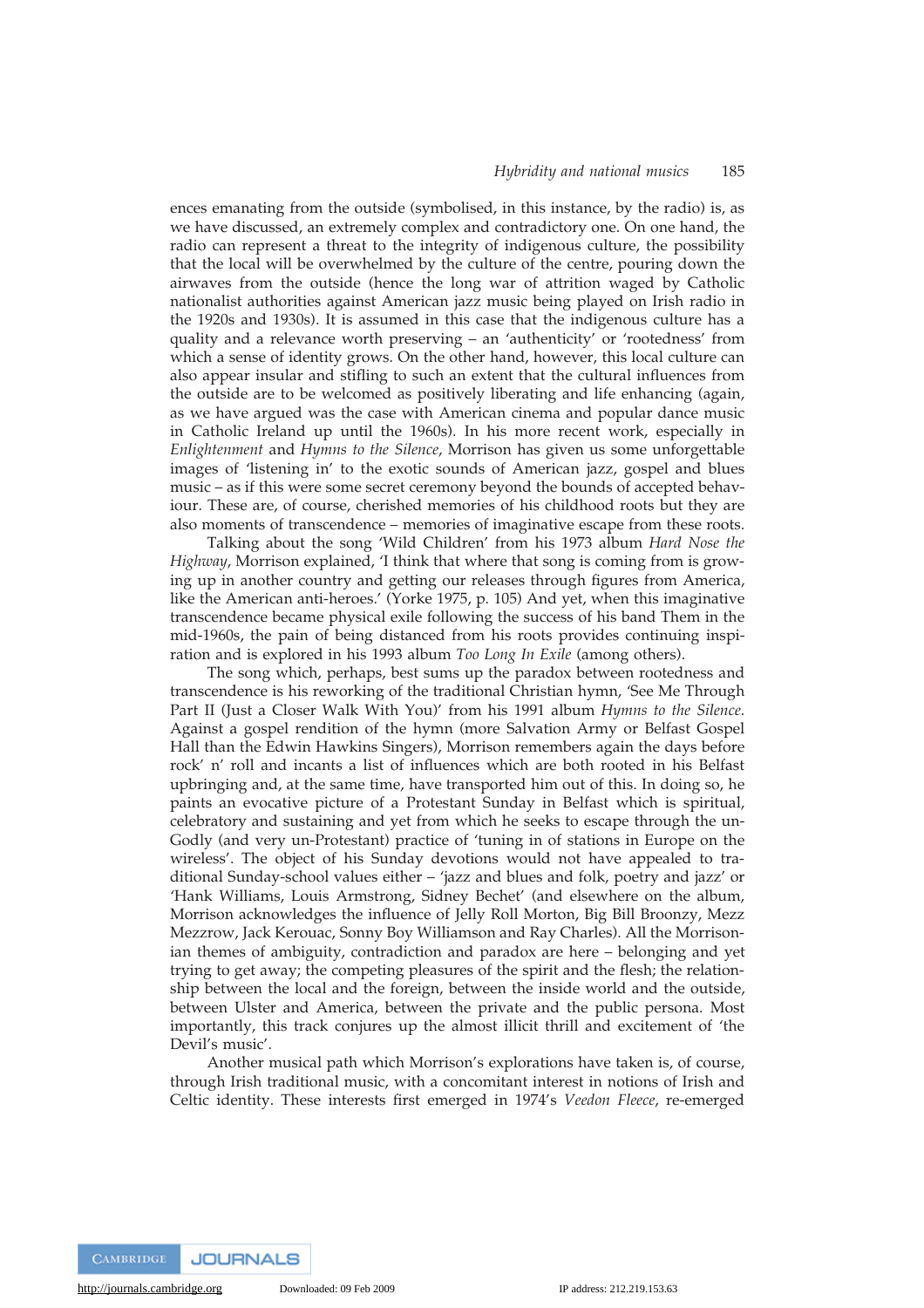ences emanating from the outside (symbolised, in this instance, by the radio) is, as we have discussed, an extremely complex and contradictory one. On one hand, the radio can represent a threat to the integrity of indigenous culture, the possibility that the local will be overwhelmed by the culture of the centre, pouring down the airwaves from the outside (hence the long war of attrition waged by Catholic nationalist authorities against American jazz music being played on Irish radio in the 1920s and 1930s). It is assumed in this case that the indigenous culture has a quality and a relevance worth preserving – an 'authenticity' or 'rootedness' from which a sense of identity grows. On the other hand, however, this local culture can also appear insular and stifling to such an extent that the cultural influences from the outside are to be welcomed as positively liberating and life enhancing (again, as we have argued was the case with American cinema and popular dance music in Catholic Ireland up until the 1960s). In his more recent work, especially in *Enlightenment* and *Hymns to the Silence*, Morrison has given us some unforgettable images of 'listening in' to the exotic sounds of American jazz, gospel and blues music – as if this were some secret ceremony beyond the bounds of accepted behaviour. These are, of course, cherished memories of his childhood roots but they are also moments of transcendence – memories of imaginative escape from these roots.

Talking about the song 'Wild Children' from his 1973 album *Hard Nose the Highway*, Morrison explained, 'I think that where that song is coming from is growing up in another country and getting our releases through figures from America, like the American anti-heroes.' (Yorke 1975, p. 105) And yet, when this imaginative transcendence became physical exile following the success of his band Them in the mid-1960s, the pain of being distanced from his roots provides continuing inspiration and is explored in his 1993 album *Too Long In Exile* (among others).

The song which, perhaps, best sums up the paradox between rootedness and transcendence is his reworking of the traditional Christian hymn, 'See Me Through Part II (Just a Closer Walk With You)' from his 1991 album *Hymns to the Silence*. Against a gospel rendition of the hymn (more Salvation Army or Belfast Gospel Hall than the Edwin Hawkins Singers), Morrison remembers again the days before rock' n' roll and incants a list of influences which are both rooted in his Belfast upbringing and, at the same time, have transported him out of this. In doing so, he paints an evocative picture of a Protestant Sunday in Belfast which is spiritual, celebratory and sustaining and yet from which he seeks to escape through the un-Godly (and very un-Protestant) practice of 'tuning in of stations in Europe on the wireless'. The object of his Sunday devotions would not have appealed to traditional Sunday-school values either – 'jazz and blues and folk, poetry and jazz' or 'Hank Williams, Louis Armstrong, Sidney Bechet' (and elsewhere on the album, Morrison acknowledges the influence of Jelly Roll Morton, Big Bill Broonzy, Mezz Mezzrow, Jack Kerouac, Sonny Boy Williamson and Ray Charles). All the Morrisonian themes of ambiguity, contradiction and paradox are here – belonging and yet trying to get away; the competing pleasures of the spirit and the flesh; the relationship between the local and the foreign, between the inside world and the outside, between Ulster and America, between the private and the public persona. Most importantly, this track conjures up the almost illicit thrill and excitement of 'the Devil's music'.

Another musical path which Morrison's explorations have taken is, of course, through Irish traditional music, with a concomitant interest in notions of Irish and Celtic identity. These interests first emerged in 1974's *Veedon Fleece*, re-emerged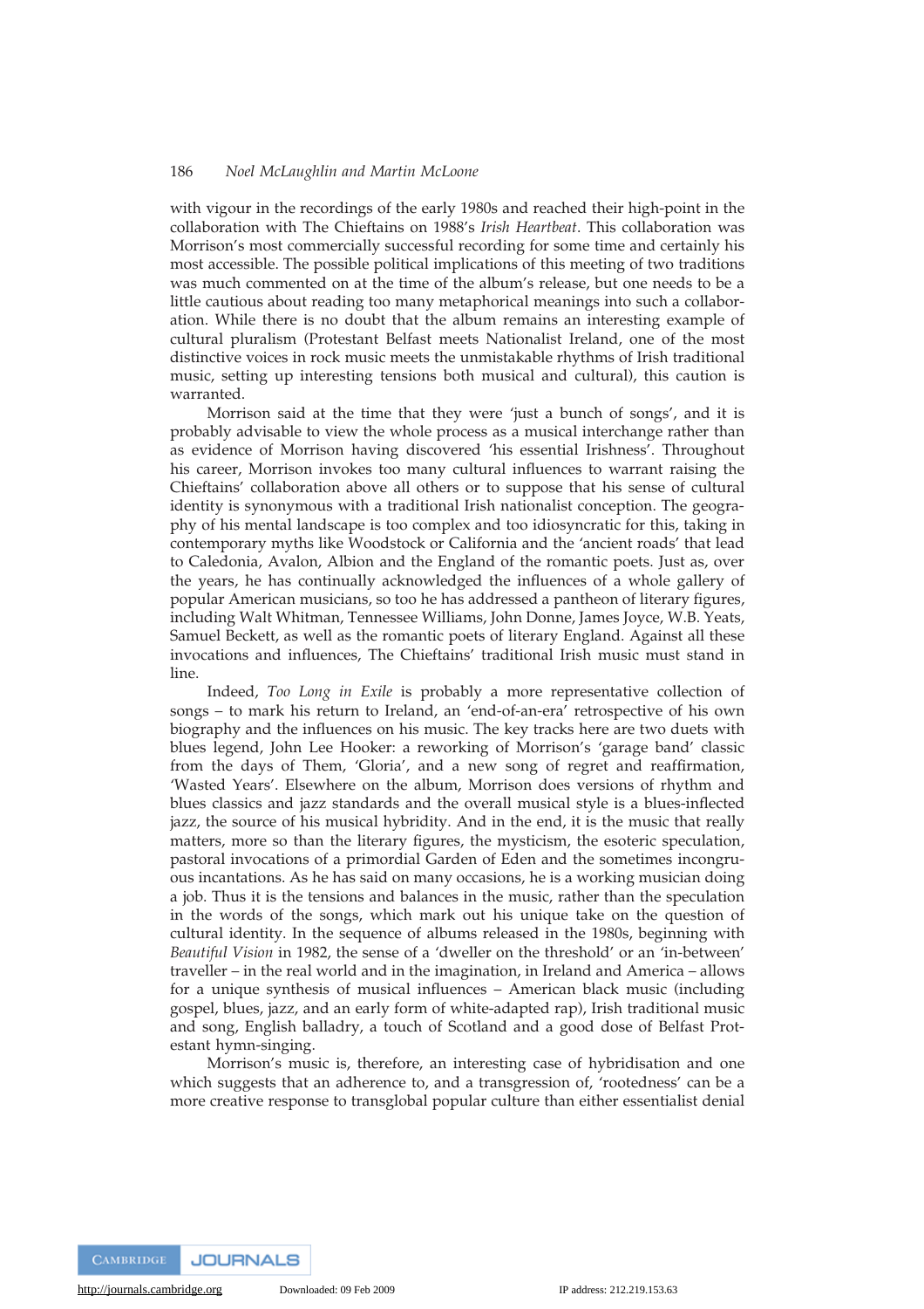with vigour in the recordings of the early 1980s and reached their high-point in the collaboration with The Chieftains on 1988's *Irish Heartbeat*. This collaboration was Morrison's most commercially successful recording for some time and certainly his most accessible. The possible political implications of this meeting of two traditions was much commented on at the time of the album's release, but one needs to be a little cautious about reading too many metaphorical meanings into such a collaboration. While there is no doubt that the album remains an interesting example of cultural pluralism (Protestant Belfast meets Nationalist Ireland, one of the most distinctive voices in rock music meets the unmistakable rhythms of Irish traditional music, setting up interesting tensions both musical and cultural), this caution is warranted.

Morrison said at the time that they were 'just a bunch of songs', and it is probably advisable to view the whole process as a musical interchange rather than as evidence of Morrison having discovered 'his essential Irishness'. Throughout his career, Morrison invokes too many cultural influences to warrant raising the Chieftains' collaboration above all others or to suppose that his sense of cultural identity is synonymous with a traditional Irish nationalist conception. The geography of his mental landscape is too complex and too idiosyncratic for this, taking in contemporary myths like Woodstock or California and the 'ancient roads' that lead to Caledonia, Avalon, Albion and the England of the romantic poets. Just as, over the years, he has continually acknowledged the influences of a whole gallery of popular American musicians, so too he has addressed a pantheon of literary figures, including Walt Whitman, Tennessee Williams, John Donne, James Joyce, W.B. Yeats, Samuel Beckett, as well as the romantic poets of literary England. Against all these invocations and influences, The Chieftains' traditional Irish music must stand in line.

Indeed, *Too Long in Exile* is probably a more representative collection of songs – to mark his return to Ireland, an 'end-of-an-era' retrospective of his own biography and the influences on his music. The key tracks here are two duets with blues legend, John Lee Hooker: a reworking of Morrison's 'garage band' classic from the days of Them, 'Gloria', and a new song of regret and reaffirmation, 'Wasted Years'. Elsewhere on the album, Morrison does versions of rhythm and blues classics and jazz standards and the overall musical style is a blues-inflected jazz, the source of his musical hybridity. And in the end, it is the music that really matters, more so than the literary figures, the mysticism, the esoteric speculation, pastoral invocations of a primordial Garden of Eden and the sometimes incongruous incantations. As he has said on many occasions, he is a working musician doing a job. Thus it is the tensions and balances in the music, rather than the speculation in the words of the songs, which mark out his unique take on the question of cultural identity. In the sequence of albums released in the 1980s, beginning with *Beautiful Vision* in 1982, the sense of a 'dweller on the threshold' or an 'in-between' traveller – in the real world and in the imagination, in Ireland and America – allows for a unique synthesis of musical influences – American black music (including gospel, blues, jazz, and an early form of white-adapted rap), Irish traditional music and song, English balladry, a touch of Scotland and a good dose of Belfast Protestant hymn-singing.

Morrison's music is, therefore, an interesting case of hybridisation and one which suggests that an adherence to, and a transgression of, 'rootedness' can be a more creative response to transglobal popular culture than either essentialist denial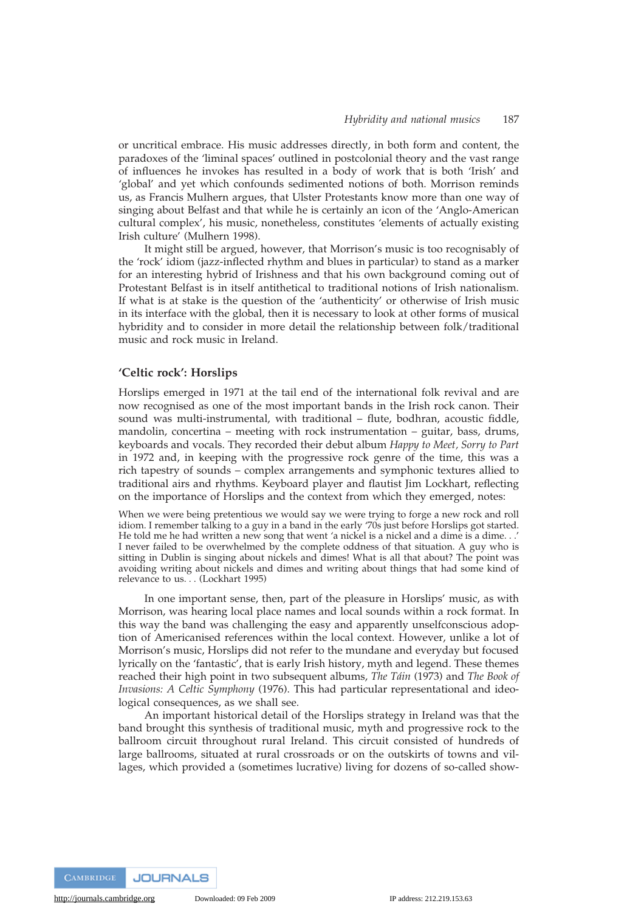or uncritical embrace. His music addresses directly, in both form and content, the paradoxes of the 'liminal spaces' outlined in postcolonial theory and the vast range of influences he invokes has resulted in a body of work that is both 'Irish' and 'global' and yet which confounds sedimented notions of both. Morrison reminds us, as Francis Mulhern argues, that Ulster Protestants know more than one way of singing about Belfast and that while he is certainly an icon of the 'Anglo-American cultural complex', his music, nonetheless, constitutes 'elements of actually existing Irish culture' (Mulhern 1998).

It might still be argued, however, that Morrison's music is too recognisably of the 'rock' idiom (jazz-inflected rhythm and blues in particular) to stand as a marker for an interesting hybrid of Irishness and that his own background coming out of Protestant Belfast is in itself antithetical to traditional notions of Irish nationalism. If what is at stake is the question of the 'authenticity' or otherwise of Irish music in its interface with the global, then it is necessary to look at other forms of musical hybridity and to consider in more detail the relationship between folk/traditional music and rock music in Ireland.

## 'Celtic rock': Horslips

Horslips emerged in 1971 at the tail end of the international folk revival and are now recognised as one of the most important bands in the Irish rock canon. Their sound was multi-instrumental, with traditional – flute, bodhran, acoustic fiddle, mandolin, concertina – meeting with rock instrumentation – guitar, bass, drums, keyboards and vocals. They recorded their debut album *Happy to Meet, Sorry to Part* in 1972 and, in keeping with the progressive rock genre of the time, this was a rich tapestry of sounds – complex arrangements and symphonic textures allied to traditional airs and rhythms. Keyboard player and flautist Jim Lockhart, reflecting on the importance of Horslips and the context from which they emerged, notes:

> When we were being pretentious we would say we were trying to forge a new rock and roll idiom. I remember talking to a guy in a band in the early '70s just before Horslips got started. He told me he had written a new song that went 'a nickel is a nickel and a dime is a dime. . .' I never failed to be overwhelmed by the complete oddness of that situation. A guy who is sitting in Dublin is singing about nickels and dimes! What is all that about? The point was avoiding writing about nickels and dimes and writing about things that had some kind of relevance to us. . . (Lockhart 1995)

In one important sense, then, part of the pleasure in Horslips' music, as with Morrison, was hearing local place names and local sounds within a rock format. In this way the band was challenging the easy and apparently unselfconscious adoption of Americanised references within the local context. However, unlike a lot of Morrison's music, Horslips did not refer to the mundane and everyday but focused lyrically on the 'fantastic', that is early Irish history, myth and legend. These themes reached their high point in two subsequent albums, *The Táin* (1973) and *The Book of Invasions: A Celtic Symphony* (1976). This had particular representational and ideological consequences, as we shall see.

An important historical detail of the Horslips strategy in Ireland was that the band brought this synthesis of traditional music, myth and progressive rock to the ballroom circuit throughout rural Ireland. This circuit consisted of hundreds of large ballrooms, situated at rural crossroads or on the outskirts of towns and villages, which provided a (sometimes lucrative) living for dozens of so-called show-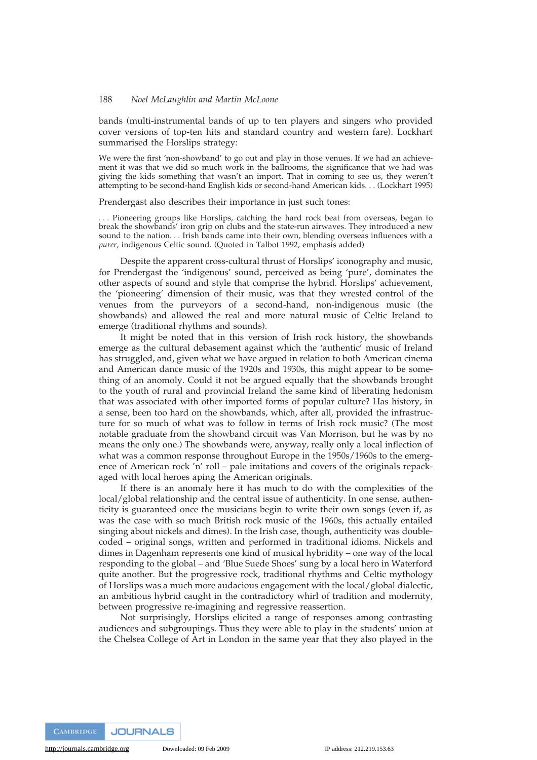bands (multi-instrumental bands of up to ten players and singers who provided cover versions of top-ten hits and standard country and western fare). Lockhart summarised the Horslips strategy:

> We were the first 'non-showband' to go out and play in those venues. If we had an achievement it was that we did so much work in the ballrooms, the significance that we had was giving the kids something that wasn't an import. That in coming to see us, they weren't attempting to be second-hand English kids or second-hand American kids. . . (Lockhart 1995)

Prendergast also describes their importance in just such tones:

> . . . Pioneering groups like Horslips, catching the hard rock beat from overseas, began to break the showbands' iron grip on clubs and the state-run airwaves. They introduced a new sound to the nation. . . Irish bands came into their own, blending overseas influences with a *purer*, indigenous Celtic sound. (Quoted in Talbot 1992, emphasis added)

Despite the apparent cross-cultural thrust of Horslips' iconography and music, for Prendergast the 'indigenous' sound, perceived as being 'pure', dominates the other aspects of sound and style that comprise the hybrid. Horslips' achievement, the 'pioneering' dimension of their music, was that they wrested control of the venues from the purveyors of a second-hand, non-indigenous music (the showbands) and allowed the real and more natural music of Celtic Ireland to emerge (traditional rhythms and sounds).

It might be noted that in this version of Irish rock history, the showbands emerge as the cultural debasement against which the 'authentic' music of Ireland has struggled, and, given what we have argued in relation to both American cinema and American dance music of the 1920s and 1930s, this might appear to be something of an anomoly. Could it not be argued equally that the showbands brought to the youth of rural and provincial Ireland the same kind of liberating hedonism that was associated with other imported forms of popular culture? Has history, in a sense, been too hard on the showbands, which, after all, provided the infrastructure for so much of what was to follow in terms of Irish rock music? (The most notable graduate from the showband circuit was Van Morrison, but he was by no means the only one.) The showbands were, anyway, really only a local inflection of what was a common response throughout Europe in the 1950s/1960s to the emergence of American rock 'n' roll – pale imitations and covers of the originals repackaged with local heroes aping the American originals.

If there is an anomaly here it has much to do with the complexities of the local/global relationship and the central issue of authenticity. In one sense, authenticity is guaranteed once the musicians begin to write their own songs (even if, as was the case with so much British rock music of the 1960s, this actually entailed singing about nickels and dimes). In the Irish case, though, authenticity was double-coded – original songs, written and performed in traditional idioms. Nickels and dimes in Dagenham represents one kind of musical hybridity – one way of the local responding to the global – and 'Blue Suede Shoes' sung by a local hero in Waterford quite another. But the progressive rock, traditional rhythms and Celtic mythology of Horslips was a much more audacious engagement with the local/global dialectic, an ambitious hybrid caught in the contradictory whirl of tradition and modernity, between progressive re-imagining and regressive reassertion.

Not surprisingly, Horslips elicited a range of responses among contrasting audiences and subgroupings. Thus they were able to play in the students' union at the Chelsea College of Art in London in the same year that they also played in the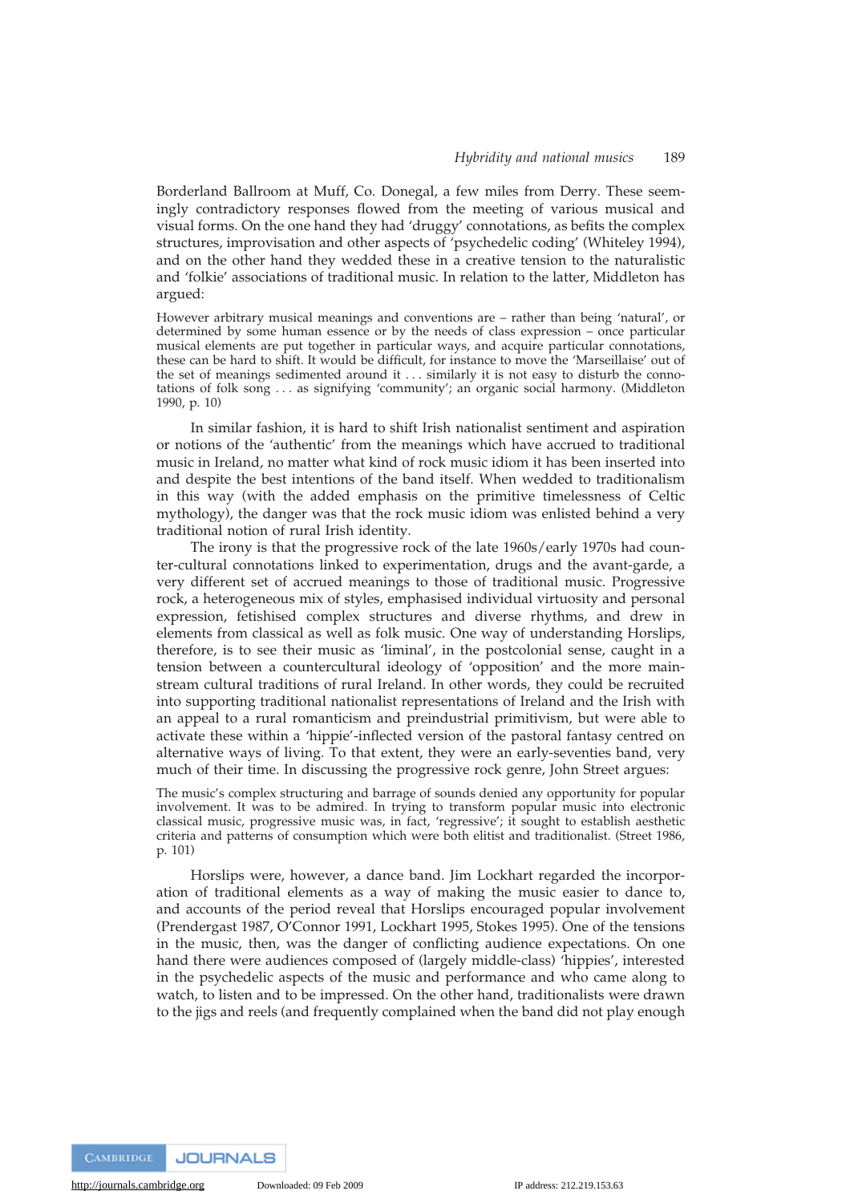Borderland Ballroom at Muff, Co. Donegal, a few miles from Derry. These seemingly contradictory responses flowed from the meeting of various musical and visual forms. On the one hand they had 'druggy' connotations, as befits the complex structures, improvisation and other aspects of 'psychedelic coding' (Whiteley 1994), and on the other hand they wedded these in a creative tension to the naturalistic and 'folkie' associations of traditional music. In relation to the latter, Middleton has argued:

> However arbitrary musical meanings and conventions are – rather than being 'natural', or determined by some human essence or by the needs of class expression – once particular musical elements are put together in particular ways, and acquire particular connotations, these can be hard to shift. It would be difficult, for instance to move the 'Marseillaise' out of the set of meanings sedimented around it . . . similarly it is not easy to disturb the connotations of folk song . . . as signifying 'community'; an organic social harmony. (Middleton 1990, p. 10)

In similar fashion, it is hard to shift Irish nationalist sentiment and aspiration or notions of the 'authentic' from the meanings which have accrued to traditional music in Ireland, no matter what kind of rock music idiom it has been inserted into and despite the best intentions of the band itself. When wedded to traditionalism in this way (with the added emphasis on the primitive timelessness of Celtic mythology), the danger was that the rock music idiom was enlisted behind a very traditional notion of rural Irish identity.

The irony is that the progressive rock of the late 1960s/early 1970s had counter-cultural connotations linked to experimentation, drugs and the avant-garde, a very different set of accrued meanings to those of traditional music. Progressive rock, a heterogeneous mix of styles, emphasised individual virtuosity and personal expression, fetishised complex structures and diverse rhythms, and drew in elements from classical as well as folk music. One way of understanding Horslips, therefore, is to see their music as 'liminal', in the postcolonial sense, caught in a tension between a countercultural ideology of 'opposition' and the more mainstream cultural traditions of rural Ireland. In other words, they could be recruited into supporting traditional nationalist representations of Ireland and the Irish with an appeal to a rural romanticism and preindustrial primitivism, but were able to activate these within a 'hippie'-inflected version of the pastoral fantasy centred on alternative ways of living. To that extent, they were an early-seventies band, very much of their time. In discussing the progressive rock genre, John Street argues:

> The music's complex structuring and barrage of sounds denied any opportunity for popular involvement. It was to be admired. In trying to transform popular music into electronic classical music, progressive music was, in fact, 'regressive'; it sought to establish aesthetic criteria and patterns of consumption which were both elitist and traditionalist. (Street 1986, p. 101)

Horslips were, however, a dance band. Jim Lockhart regarded the incorporation of traditional elements as a way of making the music easier to dance to, and accounts of the period reveal that Horslips encouraged popular involvement (Prendergast 1987, O'Connor 1991, Lockhart 1995, Stokes 1995). One of the tensions in the music, then, was the danger of conflicting audience expectations. On one hand there were audiences composed of (largely middle-class) 'hippies', interested in the psychedelic aspects of the music and performance and who came along to watch, to listen and to be impressed. On the other hand, traditionalists were drawn to the jigs and reels (and frequently complained when the band did not play enough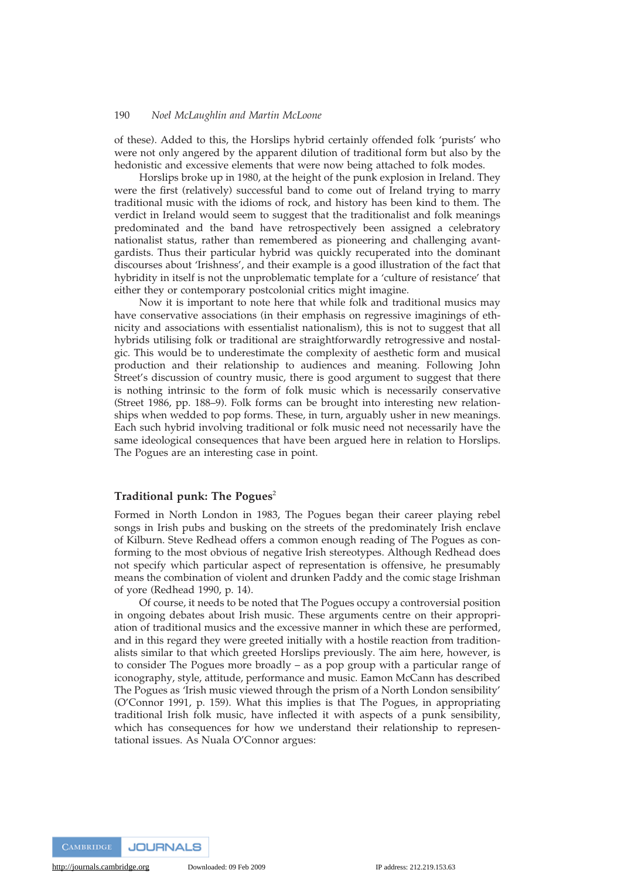of these). Added to this, the Horslips hybrid certainly offended folk 'purists' who were not only angered by the apparent dilution of traditional form but also by the hedonistic and excessive elements that were now being attached to folk modes.

Horslips broke up in 1980, at the height of the punk explosion in Ireland. They were the first (relatively) successful band to come out of Ireland trying to marry traditional music with the idioms of rock, and history has been kind to them. The verdict in Ireland would seem to suggest that the traditionalist and folk meanings predominated and the band have retrospectively been assigned a celebratory nationalist status, rather than remembered as pioneering and challenging avant-gardists. Thus their particular hybrid was quickly recuperated into the dominant discourses about 'Irishness', and their example is a good illustration of the fact that hybridity in itself is not the unproblematic template for a 'culture of resistance' that either they or contemporary postcolonial critics might imagine.

Now it is important to note here that while folk and traditional musics may have conservative associations (in their emphasis on regressive imaginings of ethnicity and associations with essentialist nationalism), this is not to suggest that all hybrids utilising folk or traditional are straightforwardly retrogressive and nostalgic. This would be to underestimate the complexity of aesthetic form and musical production and their relationship to audiences and meaning. Following John Street's discussion of country music, there is good argument to suggest that there is nothing intrinsic to the form of folk music which is necessarily conservative (Street 1986, pp. 188–9). Folk forms can be brought into interesting new relationships when wedded to pop forms. These, in turn, arguably usher in new meanings. Each such hybrid involving traditional or folk music need not necessarily have the same ideological consequences that have been argued here in relation to Horslips. The Pogues are an interesting case in point.

## Traditional punk: The Pogues[2]

Formed in North London in 1983, The Pogues began their career playing rebel songs in Irish pubs and busking on the streets of the predominately Irish enclave of Kilburn. Steve Redhead offers a common enough reading of The Pogues as conforming to the most obvious of negative Irish stereotypes. Although Redhead does not specify which particular aspect of representation is offensive, he presumably means the combination of violent and drunken Paddy and the comic stage Irishman of yore (Redhead 1990, p. 14).

Of course, it needs to be noted that The Pogues occupy a controversial position in ongoing debates about Irish music. These arguments centre on their appropriation of traditional musics and the excessive manner in which these are performed, and in this regard they were greeted initially with a hostile reaction from traditionalists similar to that which greeted Horslips previously. The aim here, however, is to consider The Pogues more broadly – as a pop group with a particular range of iconography, style, attitude, performance and music. Eamon McCann has described The Pogues as 'Irish music viewed through the prism of a North London sensibility' (O'Connor 1991, p. 159). What this implies is that The Pogues, in appropriating traditional Irish folk music, have inflected it with aspects of a punk sensibility, which has consequences for how we understand their relationship to representational issues. As Nuala O'Connor argues: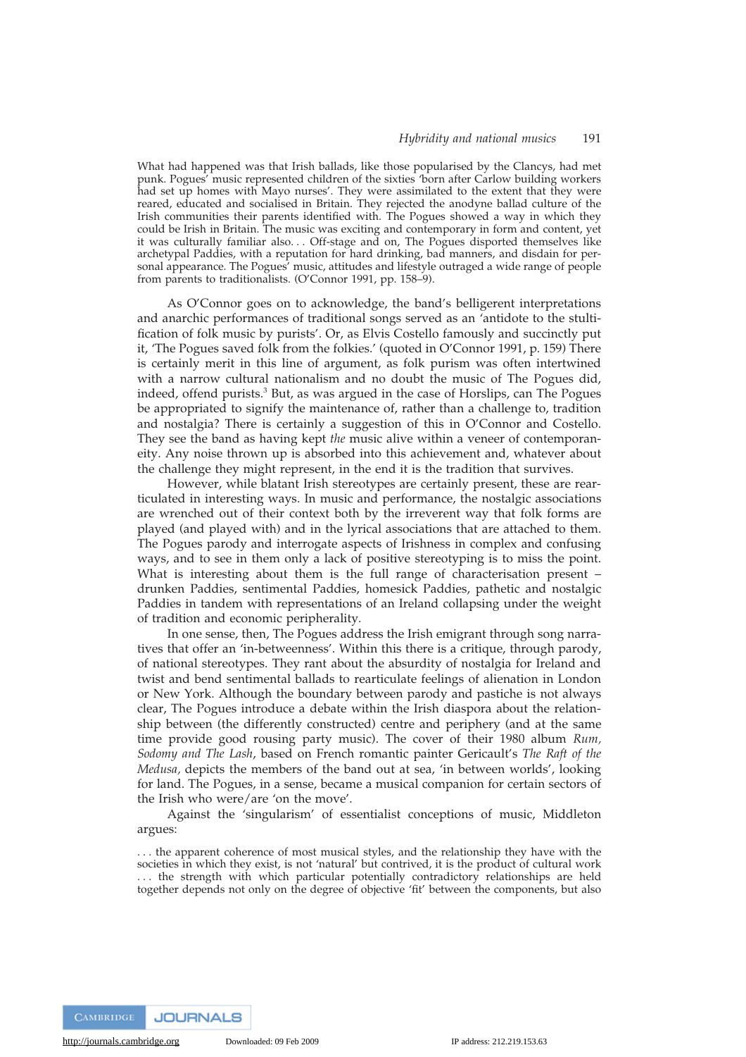What had happened was that Irish ballads, like those popularised by the Clancys, had met punk. Pogues' music represented children of the sixties 'born after Carlow building workers had set up homes with Mayo nurses'. They were assimilated to the extent that they were reared, educated and socialised in Britain. They rejected the anodyne ballad culture of the Irish communities their parents identified with. The Pogues showed a way in which they could be Irish in Britain. The music was exciting and contemporary in form and content, yet it was culturally familiar also. . . Off-stage and on, The Pogues disported themselves like archetypal Paddies, with a reputation for hard drinking, bad manners, and disdain for personal appearance. The Pogues' music, attitudes and lifestyle outraged a wide range of people from parents to traditionalists. (O'Connor 1991, pp. 158–9).

As O'Connor goes on to acknowledge, the band's belligerent interpretations and anarchic performances of traditional songs served as an 'antidote to the stultification of folk music by purists'. Or, as Elvis Costello famously and succinctly put it, 'The Pogues saved folk from the folkies.' (quoted in O'Connor 1991, p. 159) There is certainly merit in this line of argument, as folk purism was often intertwined with a narrow cultural nationalism and no doubt the music of The Pogues did, indeed, offend purists.[3] But, as was argued in the case of Horslips, can The Pogues be appropriated to signify the maintenance of, rather than a challenge to, tradition and nostalgia? There is certainly a suggestion of this in O'Connor and Costello. They see the band as having kept *the* music alive within a veneer of contemporaneity. Any noise thrown up is absorbed into this achievement and, whatever about the challenge they might represent, in the end it is the tradition that survives.

However, while blatant Irish stereotypes are certainly present, these are rearticulated in interesting ways. In music and performance, the nostalgic associations are wrenched out of their context both by the irreverent way that folk forms are played (and played with) and in the lyrical associations that are attached to them. The Pogues parody and interrogate aspects of Irishness in complex and confusing ways, and to see in them only a lack of positive stereotyping is to miss the point. What is interesting about them is the full range of characterisation present – drunken Paddies, sentimental Paddies, homesick Paddies, pathetic and nostalgic Paddies in tandem with representations of an Ireland collapsing under the weight of tradition and economic peripherality.

In one sense, then, The Pogues address the Irish emigrant through song narratives that offer an 'in-betweenness'. Within this there is a critique, through parody, of national stereotypes. They rant about the absurdity of nostalgia for Ireland and twist and bend sentimental ballads to rearticulate feelings of alienation in London or New York. Although the boundary between parody and pastiche is not always clear, The Pogues introduce a debate within the Irish diaspora about the relationship between (the differently constructed) centre and periphery (and at the same time provide good rousing party music). The cover of their 1980 album *Rum, Sodomy and The Lash*, based on French romantic painter Gericault's *The Raft of the Medusa,* depicts the members of the band out at sea, 'in between worlds', looking for land. The Pogues, in a sense, became a musical companion for certain sectors of the Irish who were/are 'on the move'.

Against the 'singularism' of essentialist conceptions of music, Middleton argues:

. . . the apparent coherence of most musical styles, and the relationship they have with the societies in which they exist, is not 'natural' but contrived, it is the product of cultural work . . . the strength with which particular potentially contradictory relationships are held together depends not only on the degree of objective 'fit' between the components, but also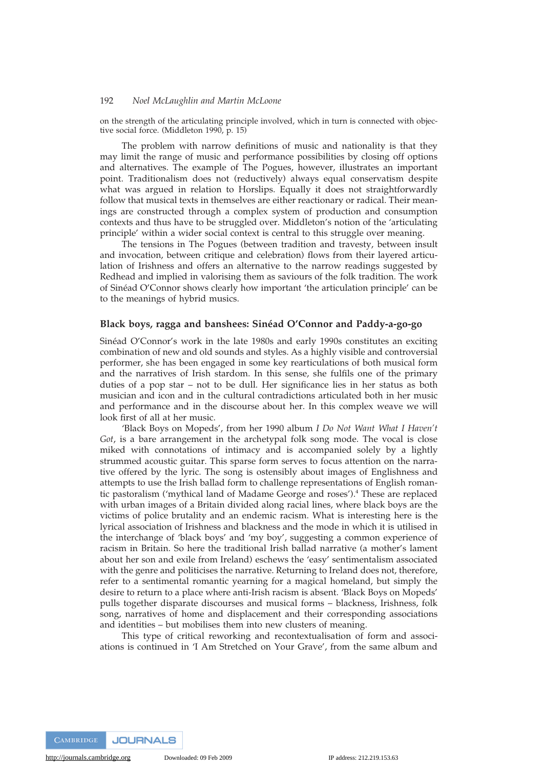on the strength of the articulating principle involved, which in turn is connected with objective social force. (Middleton 1990, p. 15)

The problem with narrow definitions of music and nationality is that they may limit the range of music and performance possibilities by closing off options and alternatives. The example of The Pogues, however, illustrates an important point. Traditionalism does not (reductively) always equal conservatism despite what was argued in relation to Horslips. Equally it does not straightforwardly follow that musical texts in themselves are either reactionary or radical. Their meanings are constructed through a complex system of production and consumption contexts and thus have to be struggled over. Middleton's notion of the 'articulating principle' within a wider social context is central to this struggle over meaning.

The tensions in The Pogues (between tradition and travesty, between insult and invocation, between critique and celebration) flows from their layered articulation of Irishness and offers an alternative to the narrow readings suggested by Redhead and implied in valorising them as saviours of the folk tradition. The work of Sinéad O'Connor shows clearly how important 'the articulation principle' can be to the meanings of hybrid musics.

## Black boys, ragga and banshees: Sinéad O'Connor and Paddy-a-go-go

Sinéad O'Connor's work in the late 1980s and early 1990s constitutes an exciting combination of new and old sounds and styles. As a highly visible and controversial performer, she has been engaged in some key rearticulations of both musical form and the narratives of Irish stardom. In this sense, she fulfils one of the primary duties of a pop star – not to be dull. Her significance lies in her status as both musician and icon and in the cultural contradictions articulated both in her music and performance and in the discourse about her. In this complex weave we will look first of all at her music.

'Black Boys on Mopeds', from her 1990 album *I Do Not Want What I Haven't Got*, is a bare arrangement in the archetypal folk song mode. The vocal is close miked with connotations of intimacy and is accompanied solely by a lightly strummed acoustic guitar. This sparse form serves to focus attention on the narrative offered by the lyric. The song is ostensibly about images of Englishness and attempts to use the Irish ballad form to challenge representations of English romantic pastoralism ('mythical land of Madame George and roses').[4] These are replaced with urban images of a Britain divided along racial lines, where black boys are the victims of police brutality and an endemic racism. What is interesting here is the lyrical association of Irishness and blackness and the mode in which it is utilised in the interchange of 'black boys' and 'my boy', suggesting a common experience of racism in Britain. So here the traditional Irish ballad narrative (a mother's lament about her son and exile from Ireland) eschews the 'easy' sentimentalism associated with the genre and politicises the narrative. Returning to Ireland does not, therefore, refer to a sentimental romantic yearning for a magical homeland, but simply the desire to return to a place where anti-Irish racism is absent. 'Black Boys on Mopeds' pulls together disparate discourses and musical forms – blackness, Irishness, folk song, narratives of home and displacement and their corresponding associations and identities – but mobilises them into new clusters of meaning.

This type of critical reworking and recontextualisation of form and associations is continued in 'I Am Stretched on Your Grave', from the same album and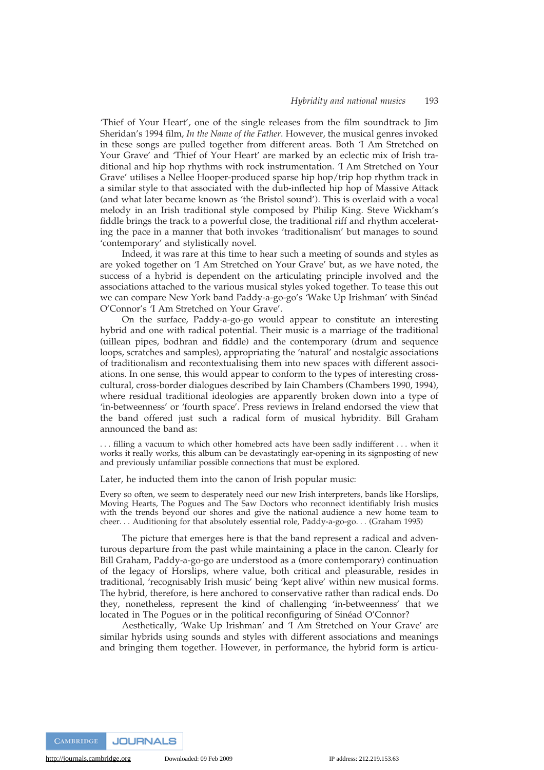'Thief of Your Heart', one of the single releases from the film soundtrack to Jim Sheridan's 1994 film, *In the Name of the Father*. However, the musical genres invoked in these songs are pulled together from different areas. Both 'I Am Stretched on Your Grave' and 'Thief of Your Heart' are marked by an eclectic mix of Irish traditional and hip hop rhythms with rock instrumentation. 'I Am Stretched on Your Grave' utilises a Nellee Hooper-produced sparse hip hop/trip hop rhythm track in a similar style to that associated with the dub-inflected hip hop of Massive Attack (and what later became known as 'the Bristol sound'). This is overlaid with a vocal melody in an Irish traditional style composed by Philip King. Steve Wickham's fiddle brings the track to a powerful close, the traditional riff and rhythm accelerating the pace in a manner that both invokes 'traditionalism' but manages to sound 'contemporary' and stylistically novel.

Indeed, it was rare at this time to hear such a meeting of sounds and styles as are yoked together on 'I Am Stretched on Your Grave' but, as we have noted, the success of a hybrid is dependent on the articulating principle involved and the associations attached to the various musical styles yoked together. To tease this out we can compare New York band Paddy-a-go-go's 'Wake Up Irishman' with Sinéad O'Connor's 'I Am Stretched on Your Grave'.

On the surface, Paddy-a-go-go would appear to constitute an interesting hybrid and one with radical potential. Their music is a marriage of the traditional (uillean pipes, bodhran and fiddle) and the contemporary (drum and sequence loops, scratches and samples), appropriating the 'natural' and nostalgic associations of traditionalism and recontextualising them into new spaces with different associations. In one sense, this would appear to conform to the types of interesting cross-cultural, cross-border dialogues described by Iain Chambers (Chambers 1990, 1994), where residual traditional ideologies are apparently broken down into a type of 'in-betweenness' or 'fourth space'. Press reviews in Ireland endorsed the view that the band offered just such a radical form of musical hybridity. Bill Graham announced the band as:

> . . . filling a vacuum to which other homebred acts have been sadly indifferent . . . when it works it really works, this album can be devastatingly ear-opening in its signposting of new and previously unfamiliar possible connections that must be explored.

Later, he inducted them into the canon of Irish popular music:

> Every so often, we seem to desperately need our new Irish interpreters, bands like Horslips, Moving Hearts, The Pogues and The Saw Doctors who reconnect identifiably Irish musics with the trends beyond our shores and give the national audience a new home team to cheer. . . Auditioning for that absolutely essential role, Paddy-a-go-go. . . (Graham 1995)

The picture that emerges here is that the band represent a radical and adventurous departure from the past while maintaining a place in the canon. Clearly for Bill Graham, Paddy-a-go-go are understood as a (more contemporary) continuation of the legacy of Horslips, where value, both critical and pleasurable, resides in traditional, 'recognisably Irish music' being 'kept alive' within new musical forms. The hybrid, therefore, is here anchored to conservative rather than radical ends. Do they, nonetheless, represent the kind of challenging 'in-betweenness' that we located in The Pogues or in the political reconfiguring of Sinéad O'Connor?

Aesthetically, 'Wake Up Irishman' and 'I Am Stretched on Your Grave' are similar hybrids using sounds and styles with different associations and meanings and bringing them together. However, in performance, the hybrid form is articu-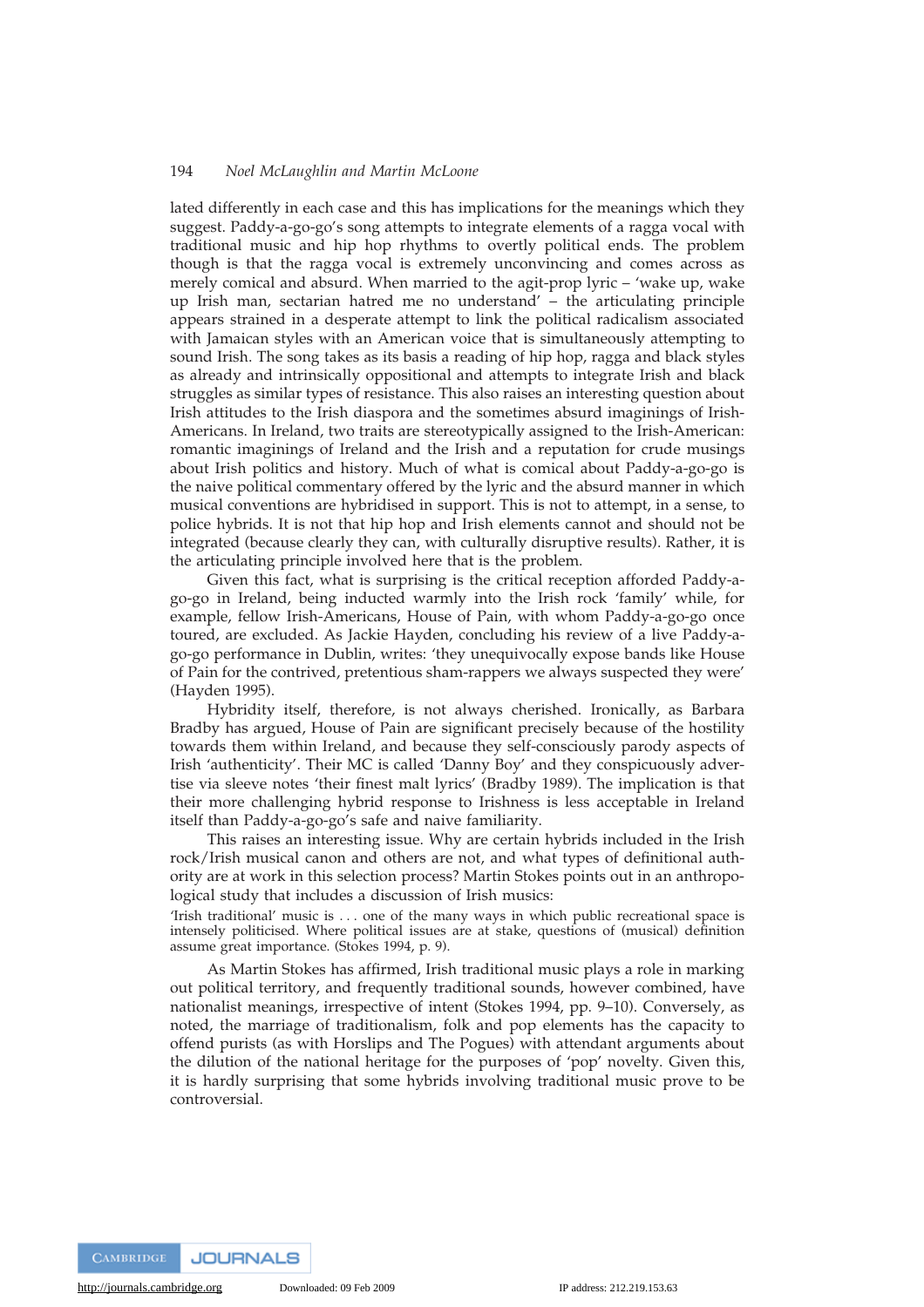lated differently in each case and this has implications for the meanings which they suggest. Paddy-a-go-go's song attempts to integrate elements of a ragga vocal with traditional music and hip hop rhythms to overtly political ends. The problem though is that the ragga vocal is extremely unconvincing and comes across as merely comical and absurd. When married to the agit-prop lyric – 'wake up, wake up Irish man, sectarian hatred me no understand' – the articulating principle appears strained in a desperate attempt to link the political radicalism associated with Jamaican styles with an American voice that is simultaneously attempting to sound Irish. The song takes as its basis a reading of hip hop, ragga and black styles as already and intrinsically oppositional and attempts to integrate Irish and black struggles as similar types of resistance. This also raises an interesting question about Irish attitudes to the Irish diaspora and the sometimes absurd imaginings of Irish-Americans. In Ireland, two traits are stereotypically assigned to the Irish-American: romantic imaginings of Ireland and the Irish and a reputation for crude musings about Irish politics and history. Much of what is comical about Paddy-a-go-go is the naive political commentary offered by the lyric and the absurd manner in which musical conventions are hybridised in support. This is not to attempt, in a sense, to police hybrids. It is not that hip hop and Irish elements cannot and should not be integrated (because clearly they can, with culturally disruptive results). Rather, it is the articulating principle involved here that is the problem.

Given this fact, what is surprising is the critical reception afforded Paddy-a-go-go in Ireland, being inducted warmly into the Irish rock 'family' while, for example, fellow Irish-Americans, House of Pain, with whom Paddy-a-go-go once toured, are excluded. As Jackie Hayden, concluding his review of a live Paddy-a-go-go performance in Dublin, writes: 'they unequivocally expose bands like House of Pain for the contrived, pretentious sham-rappers we always suspected they were' (Hayden 1995).

Hybridity itself, therefore, is not always cherished. Ironically, as Barbara Bradby has argued, House of Pain are significant precisely because of the hostility towards them within Ireland, and because they self-consciously parody aspects of Irish 'authenticity'. Their MC is called 'Danny Boy' and they conspicuously advertise via sleeve notes 'their finest malt lyrics' (Bradby 1989). The implication is that their more challenging hybrid response to Irishness is less acceptable in Ireland itself than Paddy-a-go-go's safe and naive familiarity.

This raises an interesting issue. Why are certain hybrids included in the Irish rock/Irish musical canon and others are not, and what types of definitional authority are at work in this selection process? Martin Stokes points out in an anthropological study that includes a discussion of Irish musics:

> 'Irish traditional' music is . . . one of the many ways in which public recreational space is intensely politicised. Where political issues are at stake, questions of (musical) definition assume great importance. (Stokes 1994, p. 9).

As Martin Stokes has affirmed, Irish traditional music plays a role in marking out political territory, and frequently traditional sounds, however combined, have nationalist meanings, irrespective of intent (Stokes 1994, pp. 9–10). Conversely, as noted, the marriage of traditionalism, folk and pop elements has the capacity to offend purists (as with Horslips and The Pogues) with attendant arguments about the dilution of the national heritage for the purposes of 'pop' novelty. Given this, it is hardly surprising that some hybrids involving traditional music prove to be controversial.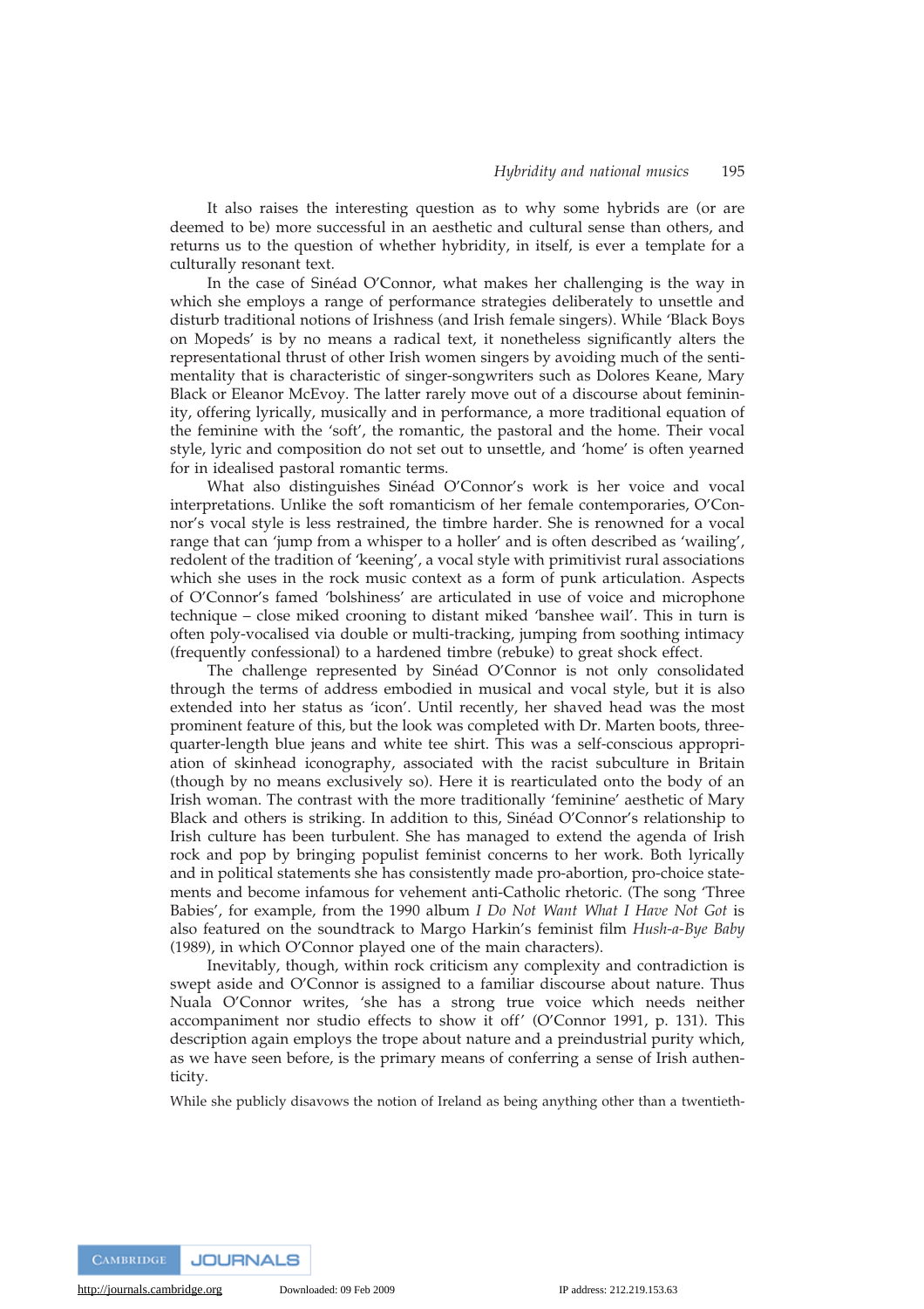It also raises the interesting question as to why some hybrids are (or are deemed to be) more successful in an aesthetic and cultural sense than others, and returns us to the question of whether hybridity, in itself, is ever a template for a culturally resonant text.

In the case of Sinéad O'Connor, what makes her challenging is the way in which she employs a range of performance strategies deliberately to unsettle and disturb traditional notions of Irishness (and Irish female singers). While 'Black Boys on Mopeds' is by no means a radical text, it nonetheless significantly alters the representational thrust of other Irish women singers by avoiding much of the sentimentality that is characteristic of singer-songwriters such as Dolores Keane, Mary Black or Eleanor McEvoy. The latter rarely move out of a discourse about femininity, offering lyrically, musically and in performance, a more traditional equation of the feminine with the 'soft', the romantic, the pastoral and the home. Their vocal style, lyric and composition do not set out to unsettle, and 'home' is often yearned for in idealised pastoral romantic terms.

What also distinguishes Sinéad O'Connor's work is her voice and vocal interpretations. Unlike the soft romanticism of her female contemporaries, O'Connor's vocal style is less restrained, the timbre harder. She is renowned for a vocal range that can 'jump from a whisper to a holler' and is often described as 'wailing', redolent of the tradition of 'keening', a vocal style with primitivist rural associations which she uses in the rock music context as a form of punk articulation. Aspects of O'Connor's famed 'bolshiness' are articulated in use of voice and microphone technique – close miked crooning to distant miked 'banshee wail'. This in turn is often poly-vocalised via double or multi-tracking, jumping from soothing intimacy (frequently confessional) to a hardened timbre (rebuke) to great shock effect.

The challenge represented by Sinéad O'Connor is not only consolidated through the terms of address embodied in musical and vocal style, but it is also extended into her status as 'icon'. Until recently, her shaved head was the most prominent feature of this, but the look was completed with Dr. Marten boots, three-quarter-length blue jeans and white tee shirt. This was a self-conscious appropriation of skinhead iconography, associated with the racist subculture in Britain (though by no means exclusively so). Here it is rearticulated onto the body of an Irish woman. The contrast with the more traditionally 'feminine' aesthetic of Mary Black and others is striking. In addition to this, Sinéad O'Connor's relationship to Irish culture has been turbulent. She has managed to extend the agenda of Irish rock and pop by bringing populist feminist concerns to her work. Both lyrically and in political statements she has consistently made pro-abortion, pro-choice statements and become infamous for vehement anti-Catholic rhetoric. (The song 'Three Babies', for example, from the 1990 album *I Do Not Want What I Have Not Got* is also featured on the soundtrack to Margo Harkin's feminist film *Hush-a-Bye Baby* (1989), in which O'Connor played one of the main characters).

Inevitably, though, within rock criticism any complexity and contradiction is swept aside and O'Connor is assigned to a familiar discourse about nature. Thus Nuala O'Connor writes, 'she has a strong true voice which needs neither accompaniment nor studio effects to show it off' (O'Connor 1991, p. 131). This description again employs the trope about nature and a preindustrial purity which, as we have seen before, is the primary means of conferring a sense of Irish authenticity.

While she publicly disavows the notion of Ireland as being anything other than a twentieth-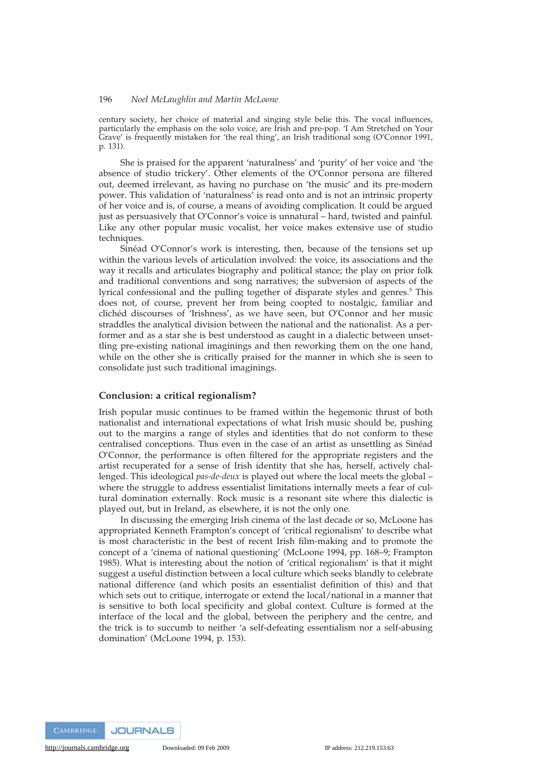century society, her choice of material and singing style belie this. The vocal influences, particularly the emphasis on the solo voice, are Irish and pre-pop. 'I Am Stretched on Your Grave' is frequently mistaken for 'the real thing', an Irish traditional song (O'Connor 1991, p. 131).

She is praised for the apparent 'naturalness' and 'purity' of her voice and 'the absence of studio trickery'. Other elements of the O'Connor persona are filtered out, deemed irrelevant, as having no purchase on 'the music' and its pre-modern power. This validation of 'naturalness' is read onto and is not an intrinsic property of her voice and is, of course, a means of avoiding complication. It could be argued just as persuasively that O'Connor's voice is unnatural – hard, twisted and painful. Like any other popular music vocalist, her voice makes extensive use of studio techniques.

Sinéad O'Connor's work is interesting, then, because of the tensions set up within the various levels of articulation involved: the voice, its associations and the way it recalls and articulates biography and political stance; the play on prior folk and traditional conventions and song narratives; the subversion of aspects of the lyrical confessional and the pulling together of disparate styles and genres.[5] This does not, of course, prevent her from being coopted to nostalgic, familiar and clichéd discourses of 'Irishness', as we have seen, but O'Connor and her music straddles the analytical division between the national and the nationalist. As a performer and as a star she is best understood as caught in a dialectic between unsettling pre-existing national imaginings and then reworking them on the one hand, while on the other she is critically praised for the manner in which she is seen to consolidate just such traditional imaginings.

## Conclusion: a critical regionalism?

Irish popular music continues to be framed within the hegemonic thrust of both nationalist and international expectations of what Irish music should be, pushing out to the margins a range of styles and identities that do not conform to these centralised conceptions. Thus even in the case of an artist as unsettling as Sinéad O'Connor, the performance is often filtered for the appropriate registers and the artist recuperated for a sense of Irish identity that she has, herself, actively challenged. This ideological *pas-de-deux* is played out where the local meets the global – where the struggle to address essentialist limitations internally meets a fear of cultural domination externally. Rock music is a resonant site where this dialectic is played out, but in Ireland, as elsewhere, it is not the only one.

In discussing the emerging Irish cinema of the last decade or so, McLoone has appropriated Kenneth Frampton's concept of 'critical regionalism' to describe what is most characteristic in the best of recent Irish film-making and to promote the concept of a 'cinema of national questioning' (McLoone 1994, pp. 168–9; Frampton 1985). What is interesting about the notion of 'critical regionalism' is that it might suggest a useful distinction between a local culture which seeks blandly to celebrate national difference (and which posits an essentialist definition of this) and that which sets out to critique, interrogate or extend the local/national in a manner that is sensitive to both local specificity and global context. Culture is formed at the interface of the local and the global, between the periphery and the centre, and the trick is to succumb to neither 'a self-defeating essentialism nor a self-abusing domination' (McLoone 1994, p. 153).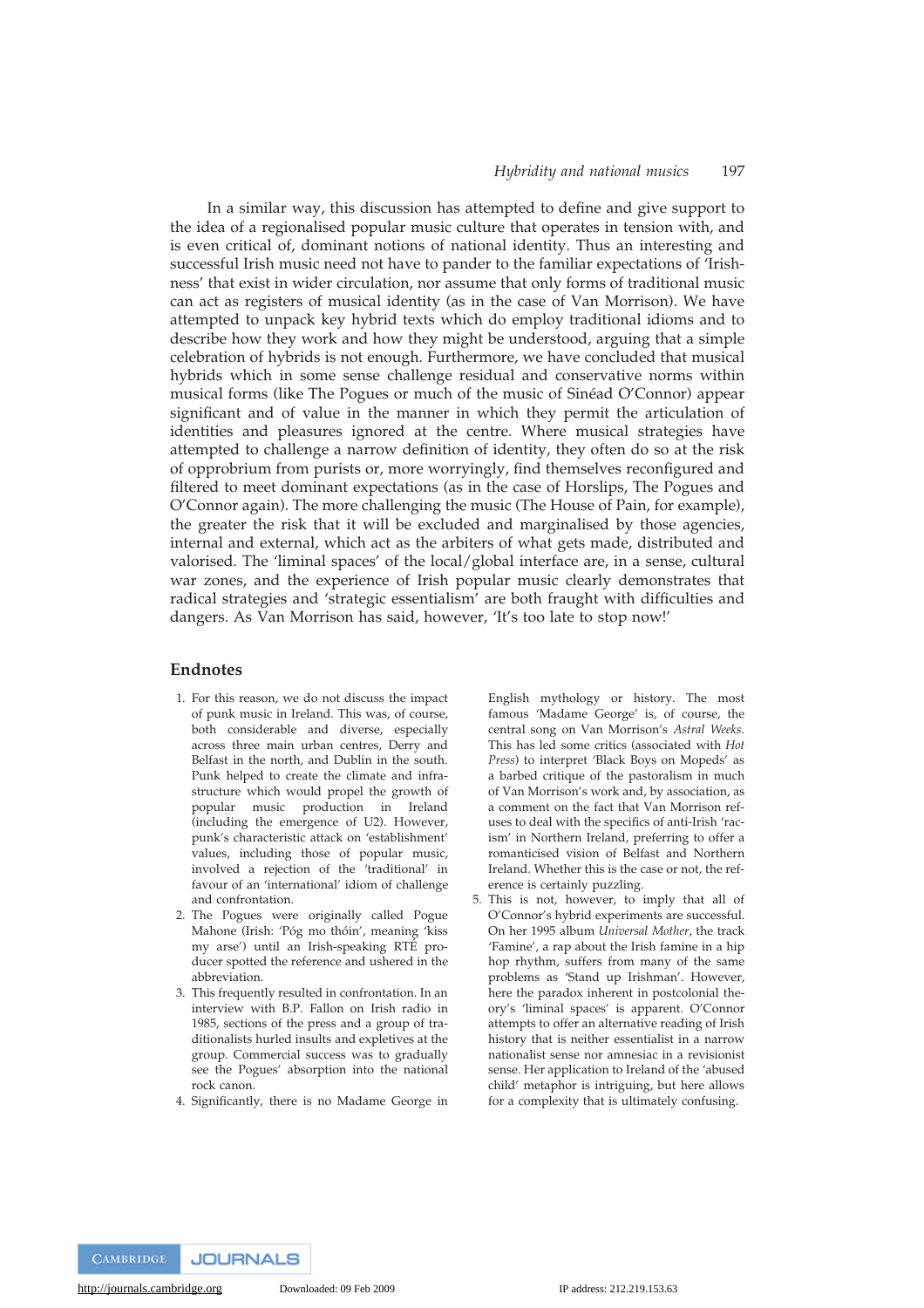In a similar way, this discussion has attempted to define and give support to the idea of a regionalised popular music culture that operates in tension with, and is even critical of, dominant notions of national identity. Thus an interesting and successful Irish music need not have to pander to the familiar expectations of 'Irishness' that exist in wider circulation, nor assume that only forms of traditional music can act as registers of musical identity (as in the case of Van Morrison). We have attempted to unpack key hybrid texts which do employ traditional idioms and to describe how they work and how they might be understood, arguing that a simple celebration of hybrids is not enough. Furthermore, we have concluded that musical hybrids which in some sense challenge residual and conservative norms within musical forms (like The Pogues or much of the music of Sinéad O'Connor) appear significant and of value in the manner in which they permit the articulation of identities and pleasures ignored at the centre. Where musical strategies have attempted to challenge a narrow definition of identity, they often do so at the risk of opprobrium from purists or, more worryingly, find themselves reconfigured and filtered to meet dominant expectations (as in the case of Horslips, The Pogues and O'Connor again). The more challenging the music (The House of Pain, for example), the greater the risk that it will be excluded and marginalised by those agencies, internal and external, which act as the arbiters of what gets made, distributed and valorised. The 'liminal spaces' of the local/global interface are, in a sense, cultural war zones, and the experience of Irish popular music clearly demonstrates that radical strategies and 'strategic essentialism' are both fraught with difficulties and dangers. As Van Morrison has said, however, 'It's too late to stop now!'

## Endnotes

1. For this reason, we do not discuss the impact of punk music in Ireland. This was, of course, both considerable and diverse, especially across three main urban centres, Derry and Belfast in the north, and Dublin in the south. Punk helped to create the climate and infrastructure which would propel the growth of popular music production in Ireland (including the emergence of U2). However, punk's characteristic attack on 'establishment' values, including those of popular music, involved a rejection of the 'traditional' in favour of an 'international' idiom of challenge and confrontation.
2. The Pogues were originally called Pogue Mahone (Irish: 'Póg mo thóin', meaning 'kiss my arse') until an Irish-speaking RTÉ producer spotted the reference and ushered in the abbreviation.
3. This frequently resulted in confrontation. In an interview with B.P. Fallon on Irish radio in 1985, sections of the press and a group of traditionalists hurled insults and expletives at the group. Commercial success was to gradually see the Pogues' absorption into the national rock canon.
4. Significantly, there is no Madame George in English mythology or history. The most famous 'Madame George' is, of course, the central song on Van Morrison's *Astral Weeks*. This has led some critics (associated with *Hot Press*) to interpret 'Black Boys on Mopeds' as a barbed critique of the pastoralism in much of Van Morrison's work and, by association, as a comment on the fact that Van Morrison refuses to deal with the specifics of anti-Irish 'racism' in Northern Ireland, preferring to offer a romanticised vision of Belfast and Northern Ireland. Whether this is the case or not, the reference is certainly puzzling.
5. This is not, however, to imply that all of O'Connor's hybrid experiments are successful. On her 1995 album *Universal Mother*, the track 'Famine', a rap about the Irish famine in a hip hop rhythm, suffers from many of the same problems as 'Stand up Irishman'. However, here the paradox inherent in postcolonial theory's 'liminal spaces' is apparent. O'Connor attempts to offer an alternative reading of Irish history that is neither essentialist in a narrow nationalist sense nor amnesiac in a revisionist sense. Her application to Ireland of the 'abused child' metaphor is intriguing, but here allows for a complexity that is ultimately confusing.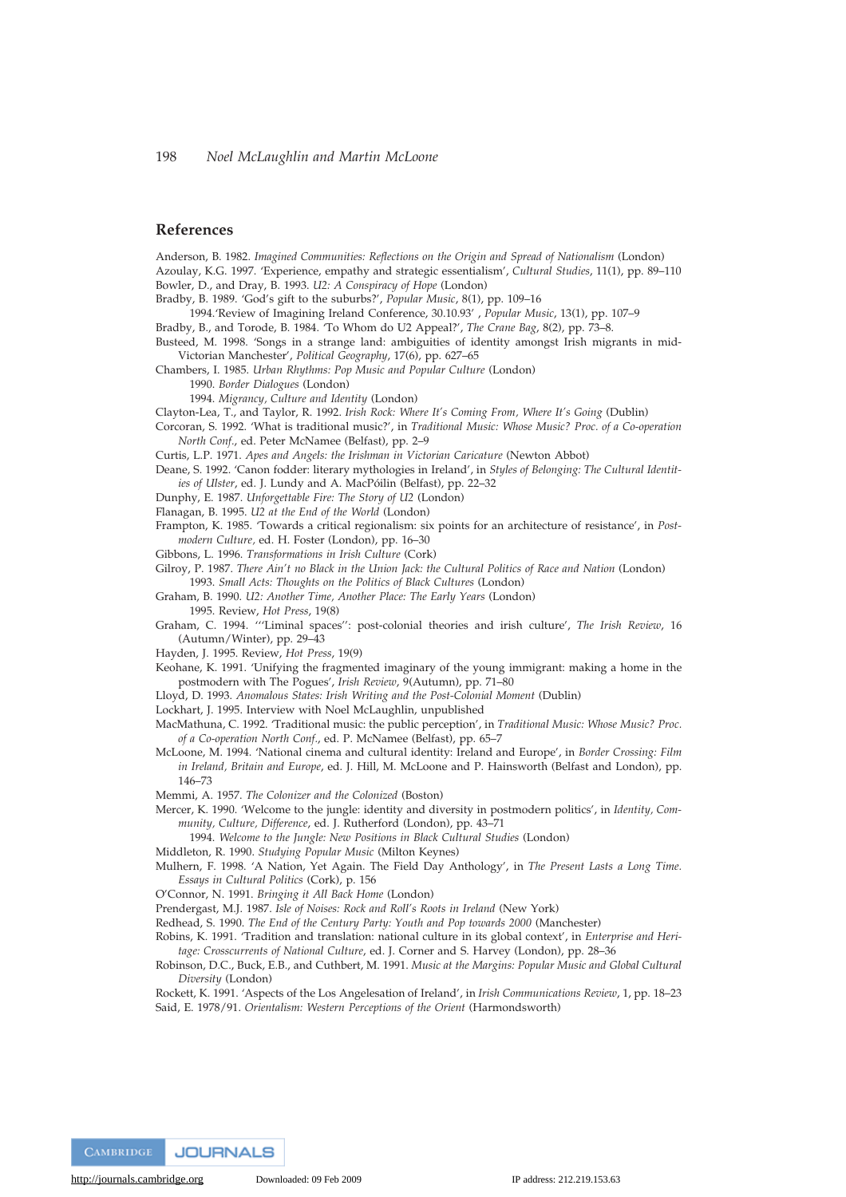## References

Anderson, B. 1982. *Imagined Communities: Reflections on the Origin and Spread of Nationalism* (London)

Azoulay, K.G. 1997. 'Experience, empathy and strategic essentialism', *Cultural Studies*, 11(1), pp. 89–110

Bowler, D., and Dray, B. 1993. *U2: A Conspiracy of Hope* (London)

Bradby, B. 1989. 'God's gift to the suburbs?', *Popular Music*, 8(1), pp. 109–16

1994.'Review of Imagining Ireland Conference, 30.10.93' , *Popular Music*, 13(1), pp. 107–9

Bradby, B., and Torode, B. 1984. 'To Whom do U2 Appeal?', *The Crane Bag*, 8(2), pp. 73–8.

Busteed, M. 1998. 'Songs in a strange land: ambiguities of identity amongst Irish migrants in mid-Victorian Manchester', *Political Geography*, 17(6), pp. 627–65

Chambers, I. 1985. *Urban Rhythms: Pop Music and Popular Culture* (London)

1990. *Border Dialogues* (London)

1994. *Migrancy, Culture and Identity* (London)

Clayton-Lea, T., and Taylor, R. 1992. *Irish Rock: Where It's Coming From, Where It's Going* (Dublin)

Corcoran, S. 1992. 'What is traditional music?', in *Traditional Music: Whose Music? Proc. of a Co-operation North Conf.*, ed. Peter McNamee (Belfast), pp. 2–9

Curtis, L.P. 1971. *Apes and Angels: the Irishman in Victorian Caricature* (Newton Abbot)

Deane, S. 1992. 'Canon fodder: literary mythologies in Ireland', in *Styles of Belonging: The Cultural Identities of Ulster*, ed. J. Lundy and A. MacPóilin (Belfast), pp. 22–32

Dunphy, E. 1987. *Unforgettable Fire: The Story of U2* (London)

Flanagan, B. 1995. *U2 at the End of the World* (London)

Frampton, K. 1985. 'Towards a critical regionalism: six points for an architecture of resistance', in *Postmodern Culture*, ed. H. Foster (London), pp. 16–30

Gibbons, L. 1996. *Transformations in Irish Culture* (Cork)

Gilroy, P. 1987. *There Ain't no Black in the Union Jack: the Cultural Politics of Race and Nation* (London)

1993. *Small Acts: Thoughts on the Politics of Black Cultures* (London)

Graham, B. 1990. *U2: Another Time, Another Place: The Early Years* (London)

1995. Review, *Hot Press*, 19(8)

Graham, C. 1994. '"Liminal spaces": post-colonial theories and irish culture', *The Irish Review*, 16 (Autumn/Winter), pp. 29–43

Hayden, J. 1995. Review, *Hot Press*, 19(9)

Keohane, K. 1991. 'Unifying the fragmented imaginary of the young immigrant: making a home in the postmodern with The Pogues', *Irish Review*, 9(Autumn), pp. 71–80

Lloyd, D. 1993. *Anomalous States: Irish Writing and the Post-Colonial Moment* (Dublin)

Lockhart, J. 1995. Interview with Noel McLaughlin, unpublished

MacMathuna, C. 1992. 'Traditional music: the public perception', in *Traditional Music: Whose Music? Proc. of a Co-operation North Conf.*, ed. P. McNamee (Belfast), pp. 65–7

McLoone, M. 1994. 'National cinema and cultural identity: Ireland and Europe', in *Border Crossing: Film in Ireland, Britain and Europe*, ed. J. Hill, M. McLoone and P. Hainsworth (Belfast and London), pp. 146–73

Memmi, A. 1957. *The Colonizer and the Colonized* (Boston)

Mercer, K. 1990. 'Welcome to the jungle: identity and diversity in postmodern politics', in *Identity, Community, Culture, Difference*, ed. J. Rutherford (London), pp. 43–71

1994. *Welcome to the Jungle: New Positions in Black Cultural Studies* (London)

Middleton, R. 1990. *Studying Popular Music* (Milton Keynes)

Mulhern, F. 1998. 'A Nation, Yet Again. The Field Day Anthology', in *The Present Lasts a Long Time. Essays in Cultural Politics* (Cork), p. 156

O'Connor, N. 1991. *Bringing it All Back Home* (London)

Prendergast, M.J. 1987. *Isle of Noises: Rock and Roll's Roots in Ireland* (New York)

Redhead, S. 1990. *The End of the Century Party: Youth and Pop towards 2000* (Manchester)

Robins, K. 1991. 'Tradition and translation: national culture in its global context', in *Enterprise and Heritage: Crosscurrents of National Culture*, ed. J. Corner and S. Harvey (London), pp. 28–36

Robinson, D.C., Buck, E.B., and Cuthbert, M. 1991. *Music at the Margins: Popular Music and Global Cultural Diversity* (London)

Rockett, K. 1991. 'Aspects of the Los Angelesation of Ireland', in *Irish Communications Review*, 1, pp. 18–23

Said, E. 1978/91. *Orientalism: Western Perceptions of the Orient* (Harmondsworth)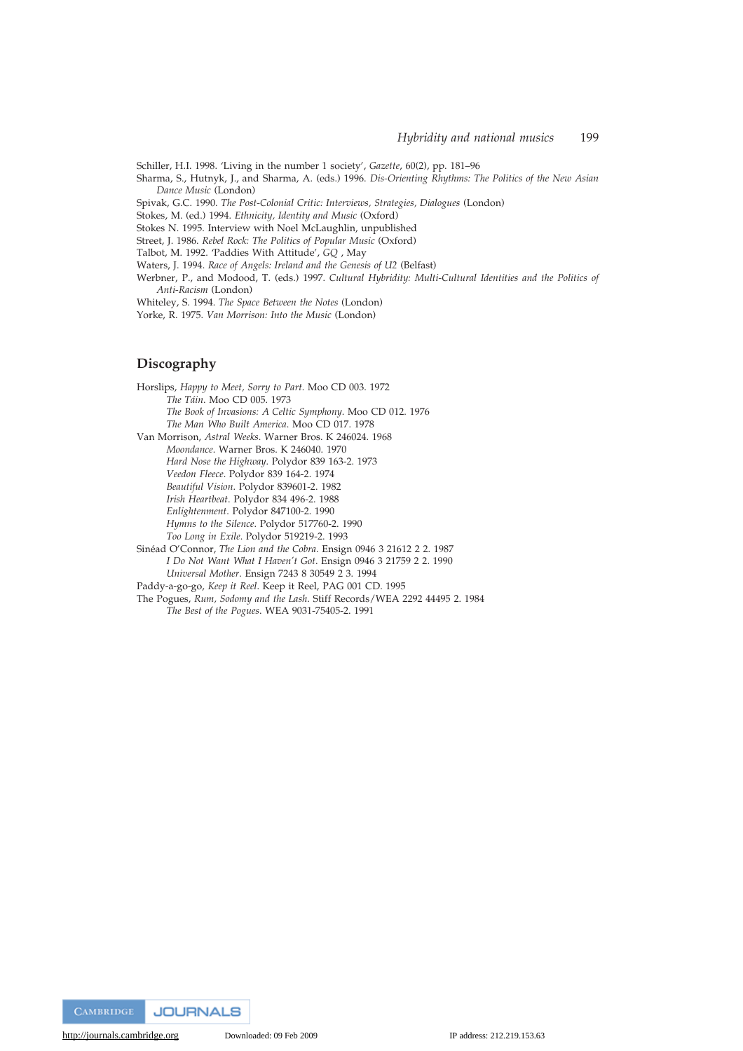Schiller, H.I. 1998. 'Living in the number 1 society', *Gazette*, 60(2), pp. 181–96

Sharma, S., Hutnyk, J., and Sharma, A. (eds.) 1996. *Dis-Orienting Rhythms: The Politics of the New Asian Dance Music* (London)

Spivak, G.C. 1990. *The Post-Colonial Critic: Interviews, Strategies, Dialogues* (London)

Stokes, M. (ed.) 1994. *Ethnicity, Identity and Music* (Oxford)

Stokes N. 1995. Interview with Noel McLaughlin, unpublished

Street, J. 1986. *Rebel Rock: The Politics of Popular Music* (Oxford)

Talbot, M. 1992. 'Paddies With Attitude', *GQ* , May

Waters, J. 1994. *Race of Angels: Ireland and the Genesis of U2* (Belfast)

Werbner, P., and Modood, T. (eds.) 1997. *Cultural Hybridity: Multi-Cultural Identities and the Politics of Anti-Racism* (London)

Whiteley, S. 1994. *The Space Between the Notes* (London)

Yorke, R. 1975. *Van Morrison: Into the Music* (London)

## Discography

Horslips, *Happy to Meet, Sorry to Part*. Moo CD 003. 1972
- *The Táin*. Moo CD 005. 1973
- *The Book of Invasions: A Celtic Symphony*. Moo CD 012. 1976
- *The Man Who Built America*. Moo CD 017. 1978

Van Morrison, *Astral Weeks*. Warner Bros. K 246024. 1968
- *Moondance*. Warner Bros. K 246040. 1970
- *Hard Nose the Highway*. Polydor 839 163-2. 1973
- *Veedon Fleece*. Polydor 839 164-2. 1974
- *Beautiful Vision*. Polydor 839601-2. 1982
- *Irish Heartbeat*. Polydor 834 496-2. 1988
- *Enlightenment*. Polydor 847100-2. 1990
- *Hymns to the Silence*. Polydor 517760-2. 1990
- *Too Long in Exile*. Polydor 519219-2. 1993

Sinéad O'Connor, *The Lion and the Cobra*. Ensign 0946 3 21612 2 2. 1987
- *I Do Not Want What I Haven't Got*. Ensign 0946 3 21759 2 2. 1990
- *Universal Mother*. Ensign 7243 8 30549 2 3. 1994

Paddy-a-go-go, *Keep it Reel*. Keep it Reel, PAG 001 CD. 1995

The Pogues, *Rum, Sodomy and the Lash*. Stiff Records/WEA 2292 44495 2. 1984
- *The Best of the Pogues*. WEA 9031-75405-2. 1991